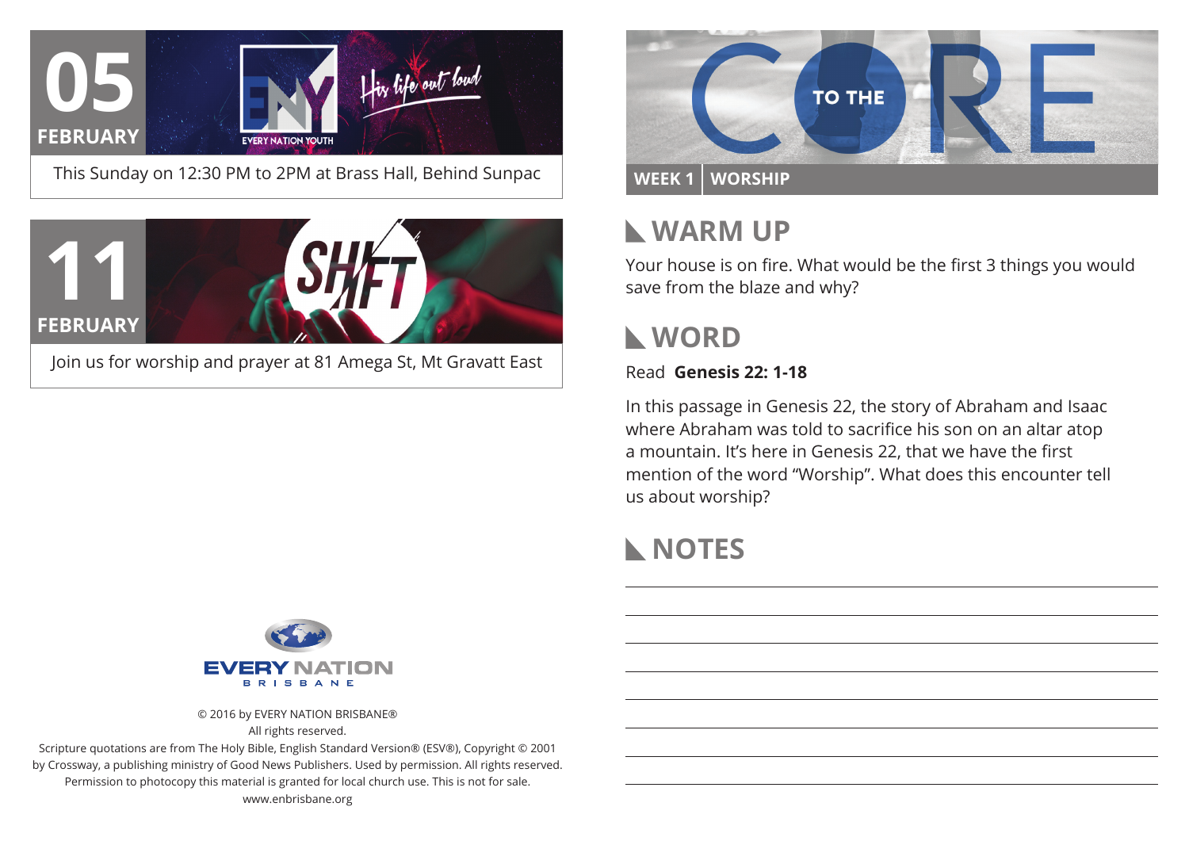**05 FEBRUARY**

EVERY NATION YOUTH — His life out loud

This Sunday on 12:30 PM to 2PM at Brass Hall, Behind Sunpac

**11 FEBRUARY**

SHIFT

Join us for worship and prayer at 81 Amega St, Mt Gravatt East

EVERY NATION BRISBANE

© 2016 by EVERY NATION BRISBANE®
All rights reserved.
Scripture quotations are from The Holy Bible, English Standard Version® (ESV®), Copyright © 2001 by Crossway, a publishing ministry of Good News Publishers. Used by permission. All rights reserved.
Permission to photocopy this material is granted for local church use. This is not for sale.
www.enbrisbane.org

# TO THE CORE

**WEEK 1 | WORSHIP**

## WARM UP

Your house is on fire. What would be the first 3 things you would save from the blaze and why?

## WORD

Read **Genesis 22: 1-18**

In this passage in Genesis 22, the story of Abraham and Isaac where Abraham was told to sacrifice his son on an altar atop a mountain. It's here in Genesis 22, that we have the first mention of the word "Worship". What does this encounter tell us about worship?

## NOTES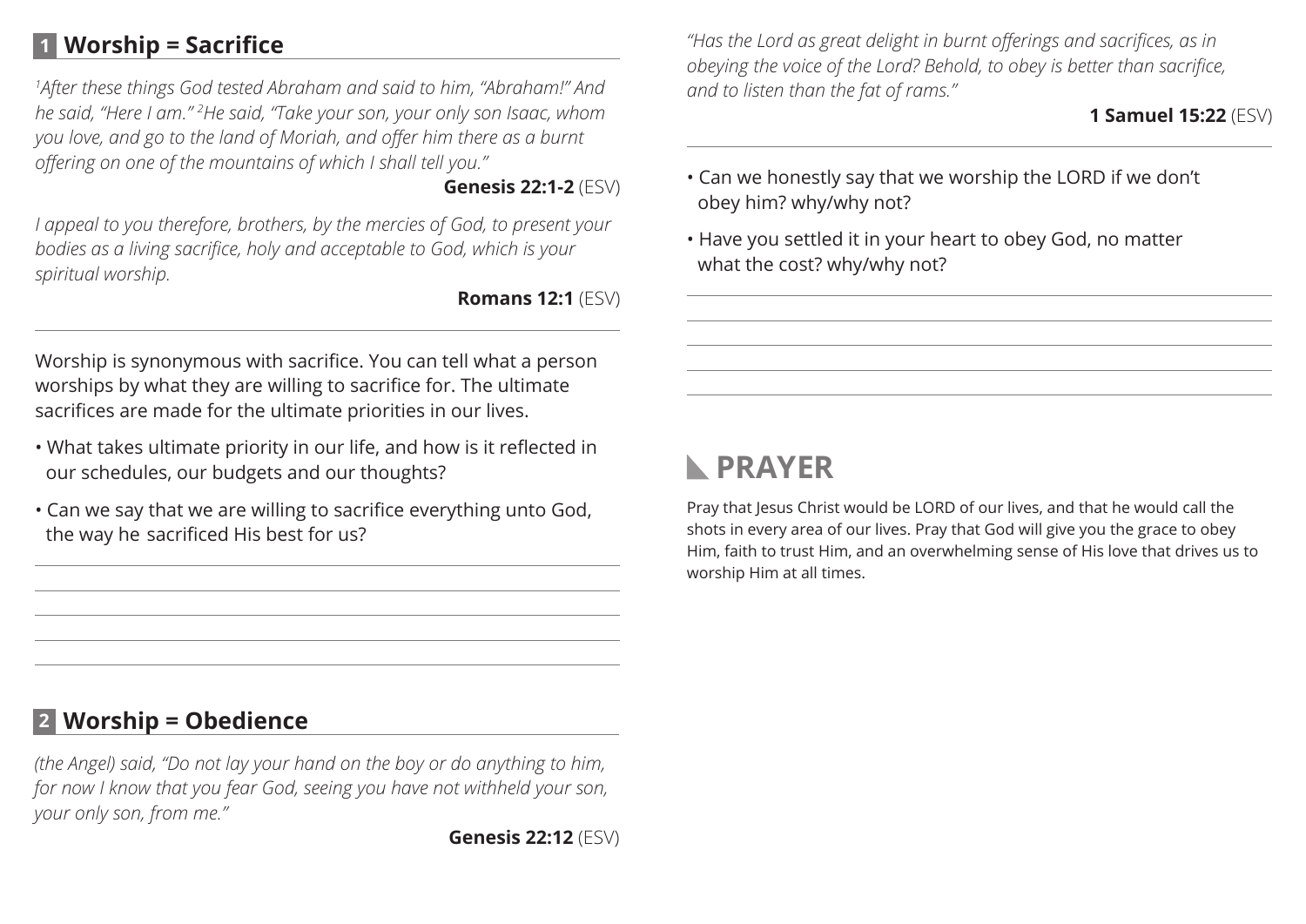## 1 Worship = Sacrifice

*[1]After these things God tested Abraham and said to him, "Abraham!" And he said, "Here I am." [2]He said, "Take your son, your only son Isaac, whom you love, and go to the land of Moriah, and offer him there as a burnt offering on one of the mountains of which I shall tell you."*

**Genesis 22:1-2** (ESV)

*I appeal to you therefore, brothers, by the mercies of God, to present your bodies as a living sacrifice, holy and acceptable to God, which is your spiritual worship.*

**Romans 12:1** (ESV)

Worship is synonymous with sacrifice. You can tell what a person worships by what they are willing to sacrifice for. The ultimate sacrifices are made for the ultimate priorities in our lives.

- What takes ultimate priority in our life, and how is it reflected in our schedules, our budgets and our thoughts?
- Can we say that we are willing to sacrifice everything unto God, the way he sacrificed His best for us?

## 2 Worship = Obedience

*(the Angel) said, "Do not lay your hand on the boy or do anything to him, for now I know that you fear God, seeing you have not withheld your son, your only son, from me."*

**Genesis 22:12** (ESV)

*"Has the Lord as great delight in burnt offerings and sacrifices, as in obeying the voice of the Lord? Behold, to obey is better than sacrifice, and to listen than the fat of rams."*

**1 Samuel 15:22** (ESV)

- Can we honestly say that we worship the LORD if we don't obey him? why/why not?
- Have you settled it in your heart to obey God, no matter what the cost? why/why not?

## PRAYER

Pray that Jesus Christ would be LORD of our lives, and that he would call the shots in every area of our lives. Pray that God will give you the grace to obey Him, faith to trust Him, and an overwhelming sense of His love that drives us to worship Him at all times.